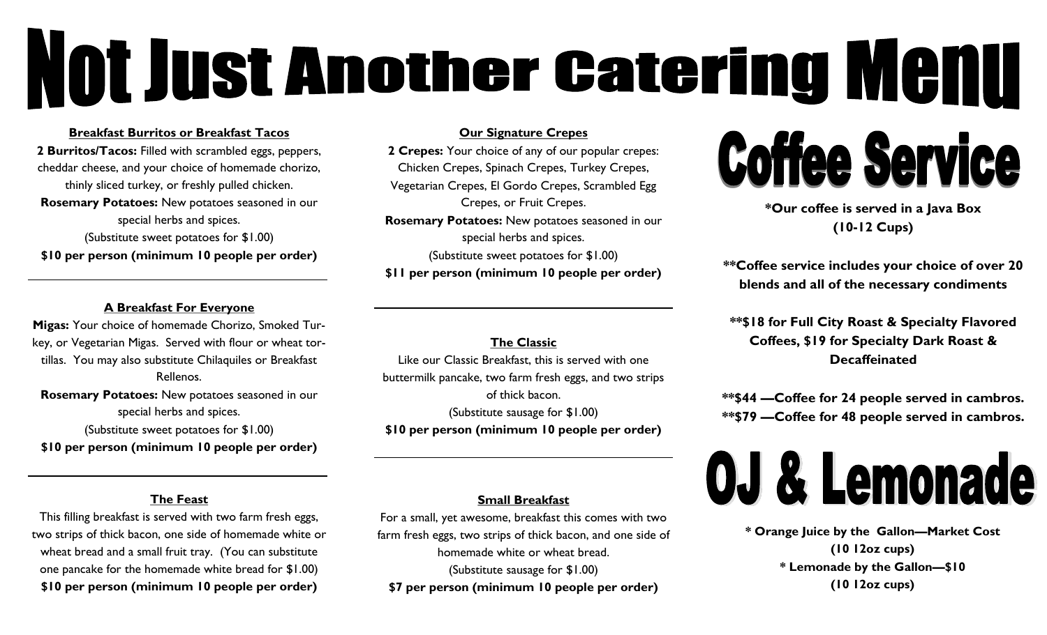# Not Just Another Catering Menu

### Breakfast Burritos or Breakfast Tacos

**2 Burritos/Tacos:** Filled with scrambled eggs, peppers, cheddar cheese, and your choice of homemade chorizo, thinly sliced turkey, or freshly pulled chicken.

**Rosemary Potatoes:** New potatoes seasoned in our special herbs and spices.

(Substitute sweet potatoes for $1.00)

**$10 per person (minimum 10 people per order)**

---

### A Breakfast For Everyone

**Migas:** Your choice of homemade Chorizo, Smoked Turkey, or Vegetarian Migas. Served with flour or wheat tortillas. You may also substitute Chilaquiles or Breakfast Rellenos.

**Rosemary Potatoes:** New potatoes seasoned in our special herbs and spices.

(Substitute sweet potatoes for $1.00)

**$10 per person (minimum 10 people per order)**

---

### The Feast

This filling breakfast is served with two farm fresh eggs, two strips of thick bacon, one side of homemade white or wheat bread and a small fruit tray. (You can substitute one pancake for the homemade white bread for $1.00)

**$10 per person (minimum 10 people per order)**

---

### Our Signature Crepes

**2 Crepes:** Your choice of any of our popular crepes: Chicken Crepes, Spinach Crepes, Turkey Crepes, Vegetarian Crepes, El Gordo Crepes, Scrambled Egg Crepes, or Fruit Crepes.

**Rosemary Potatoes:** New potatoes seasoned in our special herbs and spices.

(Substitute sweet potatoes for $1.00)

**$11 per person (minimum 10 people per order)**

---

### The Classic

Like our Classic Breakfast, this is served with one buttermilk pancake, two farm fresh eggs, and two strips of thick bacon.

(Substitute sausage for $1.00)

**$10 per person (minimum 10 people per order)**

---

### Small Breakfast

For a small, yet awesome, breakfast this comes with two farm fresh eggs, two strips of thick bacon, and one side of homemade white or wheat bread.

(Substitute sausage for $1.00)

**$7 per person (minimum 10 people per order)**

## Coffee Service

**\*Our coffee is served in a Java Box (10-12 Cups)**

**\*\*Coffee service includes your choice of over 20 blends and all of the necessary condiments**

**\*\*$18 for Full City Roast & Specialty Flavored Coffees, $19 for Specialty Dark Roast & Decaffeinated**

**\*\*$44 —Coffee for 24 people served in cambros.**
**\*\*$79 —Coffee for 48 people served in cambros.**

## OJ & Lemonade

**\* Orange Juice by the Gallon—Market Cost (10 12oz cups)**

**\* Lemonade by the Gallon—$10 (10 12oz cups)**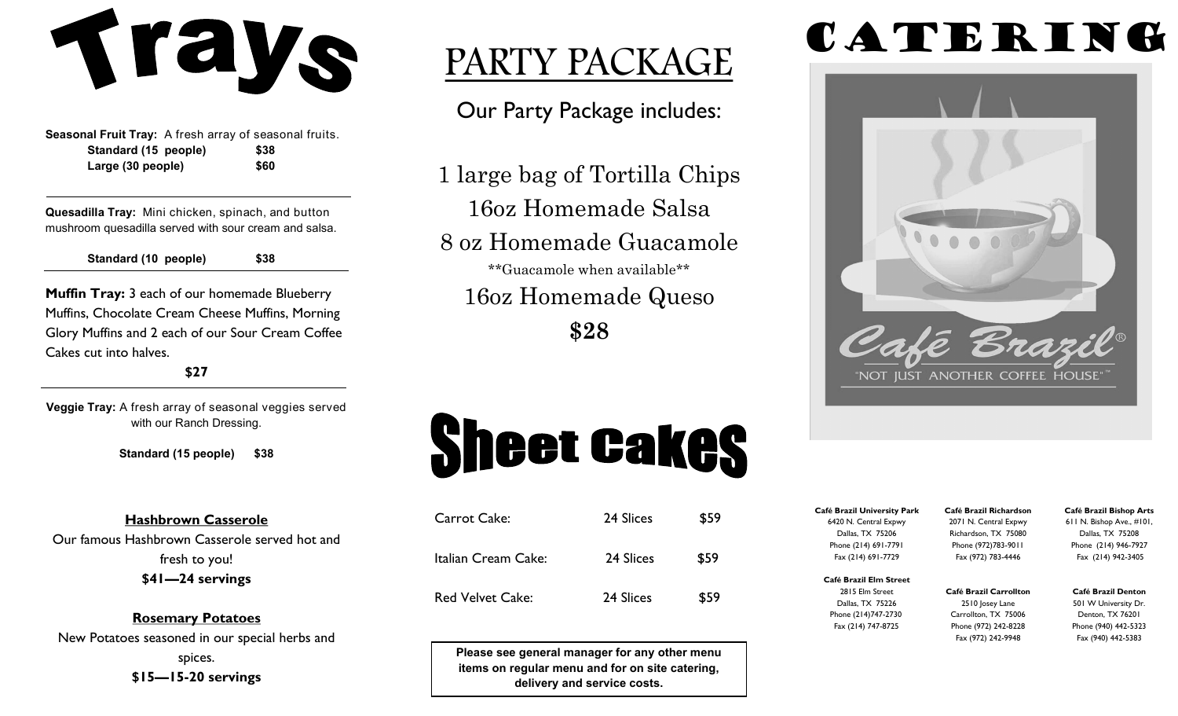# Trays

**Seasonal Fruit Tray:** A fresh array of seasonal fruits.

| | |
|---|---|
| **Standard (15 people)** | **$38** |
| **Large (30 people)** | **$60** |

**Quesadilla Tray:** Mini chicken, spinach, and button mushroom quesadilla served with sour cream and salsa.

**Standard (10 people)** **$38**

**Muffin Tray:** 3 each of our homemade Blueberry Muffins, Chocolate Cream Cheese Muffins, Morning Glory Muffins and 2 each of our Sour Cream Coffee Cakes cut into halves.

**$27**

**Veggie Tray:** A fresh array of seasonal veggies served with our Ranch Dressing.

**Standard (15 people)** **$38**

**Hashbrown Casserole**

Our famous Hashbrown Casserole served hot and fresh to you!

**$41—24 servings**

**Rosemary Potatoes**

New Potatoes seasoned in our special herbs and spices.

**$15—15-20 servings**

# PARTY PACKAGE

Our Party Package includes:

1 large bag of Tortilla Chips

16oz Homemade Salsa

8 oz Homemade Guacamole

**Guacamole when available**

16oz Homemade Queso

$28

# Sheet Cakes

| | | |
|---|---|---|
| Carrot Cake: | 24 Slices | $59 |
| Italian Cream Cake: | 24 Slices | $59 |
| Red Velvet Cake: | 24 Slices | $59 |

**Please see general manager for any other menu items on regular menu and for on site catering, delivery and service costs.**

# CATERING

Café Brazil®

"NOT JUST ANOTHER COFFEE HOUSE"™

**Café Brazil University Park**
6420 N. Central Expwy
Dallas, TX 75206
Phone (214) 691-7791
Fax (214) 691-7729

**Café Brazil Richardson**
2071 N. Central Expwy
Richardson, TX 75080
Phone (972)783-9011
Fax (972) 783-4446

**Café Brazil Bishop Arts**
611 N. Bishop Ave., #101,
Dallas, TX 75208
Phone (214) 946-7927
Fax (214) 942-3405

**Café Brazil Elm Street**
2815 Elm Street
Dallas, TX 75226
Phone (214)747-2730
Fax (214) 747-8725

**Café Brazil Carrollton**
2510 Josey Lane
Carrollton, TX 75006
Phone (972) 242-8228
Fax (972) 242-9948

**Café Brazil Denton**
501 W University Dr.
Denton, TX 76201
Phone (940) 442-5323
Fax (940) 442-5383